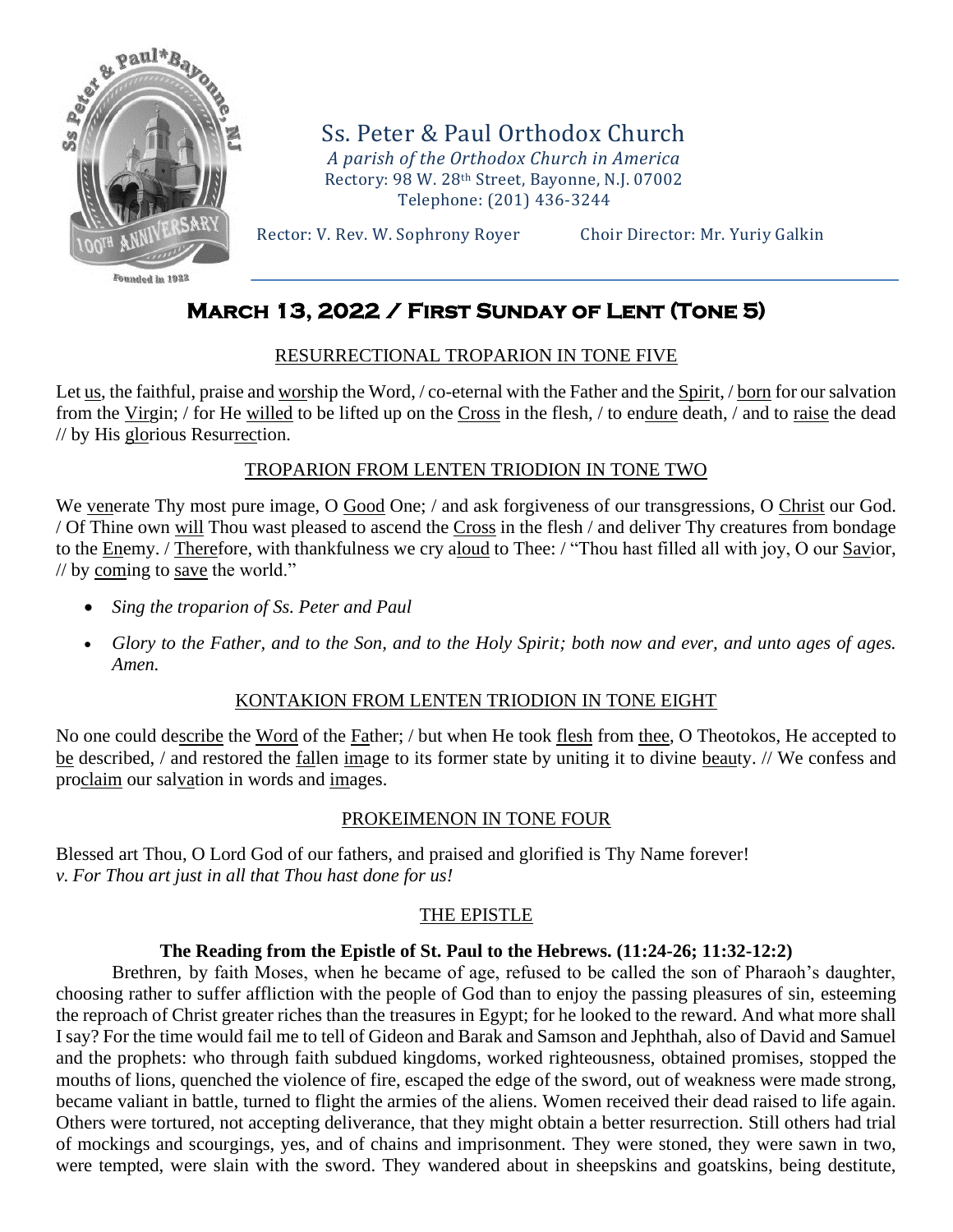# Ss. Peter & Paul Orthodox Church

*A parish of the Orthodox Church in America*
Rectory: 98 W. 28th Street, Bayonne, N.J. 07002
Telephone: (201) 436-3244

Rector: V. Rev. W. Sophrony Royer    Choir Director: Mr. Yuriy Galkin

## March 13, 2022 / First Sunday of Lent (Tone 5)

### RESURRECTIONAL TROPARION IN TONE FIVE

Let us, the faithful, praise and worship the Word, / co-eternal with the Father and the Spirit, / born for our salvation from the Virgin; / for He willed to be lifted up on the Cross in the flesh, / to endure death, / and to raise the dead // by His glorious Resurrection.

### TROPARION FROM LENTEN TRIODION IN TONE TWO

We venerate Thy most pure image, O Good One; / and ask forgiveness of our transgressions, O Christ our God. / Of Thine own will Thou wast pleased to ascend the Cross in the flesh / and deliver Thy creatures from bondage to the Enemy. / Therefore, with thankfulness we cry aloud to Thee: / "Thou hast filled all with joy, O our Savior, // by coming to save the world."

- *Sing the troparion of Ss. Peter and Paul*
- *Glory to the Father, and to the Son, and to the Holy Spirit; both now and ever, and unto ages of ages. Amen.*

### KONTAKION FROM LENTEN TRIODION IN TONE EIGHT

No one could describe the Word of the Father; / but when He took flesh from thee, O Theotokos, He accepted to be described, / and restored the fallen image to its former state by uniting it to divine beauty. // We confess and proclaim our salvation in words and images.

### PROKEIMENON IN TONE FOUR

Blessed art Thou, O Lord God of our fathers, and praised and glorified is Thy Name forever!
*v. For Thou art just in all that Thou hast done for us!*

### THE EPISTLE

**The Reading from the Epistle of St. Paul to the Hebrews. (11:24-26; 11:32-12:2)**

Brethren, by faith Moses, when he became of age, refused to be called the son of Pharaoh's daughter, choosing rather to suffer affliction with the people of God than to enjoy the passing pleasures of sin, esteeming the reproach of Christ greater riches than the treasures in Egypt; for he looked to the reward. And what more shall I say? For the time would fail me to tell of Gideon and Barak and Samson and Jephthah, also of David and Samuel and the prophets: who through faith subdued kingdoms, worked righteousness, obtained promises, stopped the mouths of lions, quenched the violence of fire, escaped the edge of the sword, out of weakness were made strong, became valiant in battle, turned to flight the armies of the aliens. Women received their dead raised to life again. Others were tortured, not accepting deliverance, that they might obtain a better resurrection. Still others had trial of mockings and scourgings, yes, and of chains and imprisonment. They were stoned, they were sawn in two, were tempted, were slain with the sword. They wandered about in sheepskins and goatskins, being destitute,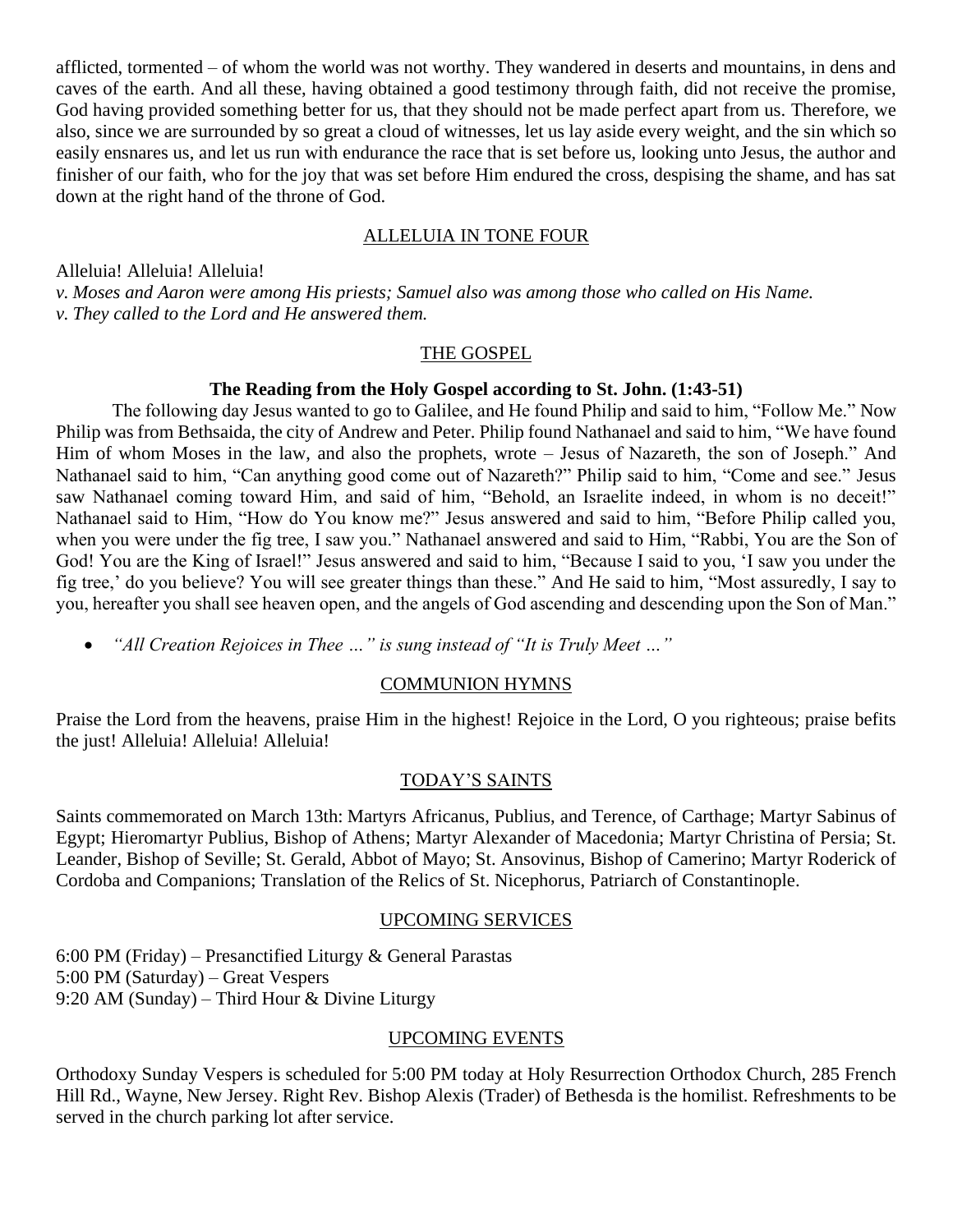afflicted, tormented – of whom the world was not worthy. They wandered in deserts and mountains, in dens and caves of the earth. And all these, having obtained a good testimony through faith, did not receive the promise, God having provided something better for us, that they should not be made perfect apart from us. Therefore, we also, since we are surrounded by so great a cloud of witnesses, let us lay aside every weight, and the sin which so easily ensnares us, and let us run with endurance the race that is set before us, looking unto Jesus, the author and finisher of our faith, who for the joy that was set before Him endured the cross, despising the shame, and has sat down at the right hand of the throne of God.

## ALLELUIA IN TONE FOUR

Alleluia! Alleluia! Alleluia!

*v. Moses and Aaron were among His priests; Samuel also was among those who called on His Name.*
*v. They called to the Lord and He answered them.*

## THE GOSPEL

**The Reading from the Holy Gospel according to St. John. (1:43-51)**

The following day Jesus wanted to go to Galilee, and He found Philip and said to him, "Follow Me." Now Philip was from Bethsaida, the city of Andrew and Peter. Philip found Nathanael and said to him, "We have found Him of whom Moses in the law, and also the prophets, wrote – Jesus of Nazareth, the son of Joseph." And Nathanael said to him, "Can anything good come out of Nazareth?" Philip said to him, "Come and see." Jesus saw Nathanael coming toward Him, and said of him, "Behold, an Israelite indeed, in whom is no deceit!" Nathanael said to Him, "How do You know me?" Jesus answered and said to him, "Before Philip called you, when you were under the fig tree, I saw you." Nathanael answered and said to Him, "Rabbi, You are the Son of God! You are the King of Israel!" Jesus answered and said to him, "Because I said to you, 'I saw you under the fig tree,' do you believe? You will see greater things than these." And He said to him, "Most assuredly, I say to you, hereafter you shall see heaven open, and the angels of God ascending and descending upon the Son of Man."

- *"All Creation Rejoices in Thee …" is sung instead of "It is Truly Meet …"*

## COMMUNION HYMNS

Praise the Lord from the heavens, praise Him in the highest! Rejoice in the Lord, O you righteous; praise befits the just! Alleluia! Alleluia! Alleluia!

## TODAY'S SAINTS

Saints commemorated on March 13th: Martyrs Africanus, Publius, and Terence, of Carthage; Martyr Sabinus of Egypt; Hieromartyr Publius, Bishop of Athens; Martyr Alexander of Macedonia; Martyr Christina of Persia; St. Leander, Bishop of Seville; St. Gerald, Abbot of Mayo; St. Ansovinus, Bishop of Camerino; Martyr Roderick of Cordoba and Companions; Translation of the Relics of St. Nicephorus, Patriarch of Constantinople.

## UPCOMING SERVICES

6:00 PM (Friday) – Presanctified Liturgy & General Parastas
5:00 PM (Saturday) – Great Vespers
9:20 AM (Sunday) – Third Hour & Divine Liturgy

## UPCOMING EVENTS

Orthodoxy Sunday Vespers is scheduled for 5:00 PM today at Holy Resurrection Orthodox Church, 285 French Hill Rd., Wayne, New Jersey. Right Rev. Bishop Alexis (Trader) of Bethesda is the homilist. Refreshments to be served in the church parking lot after service.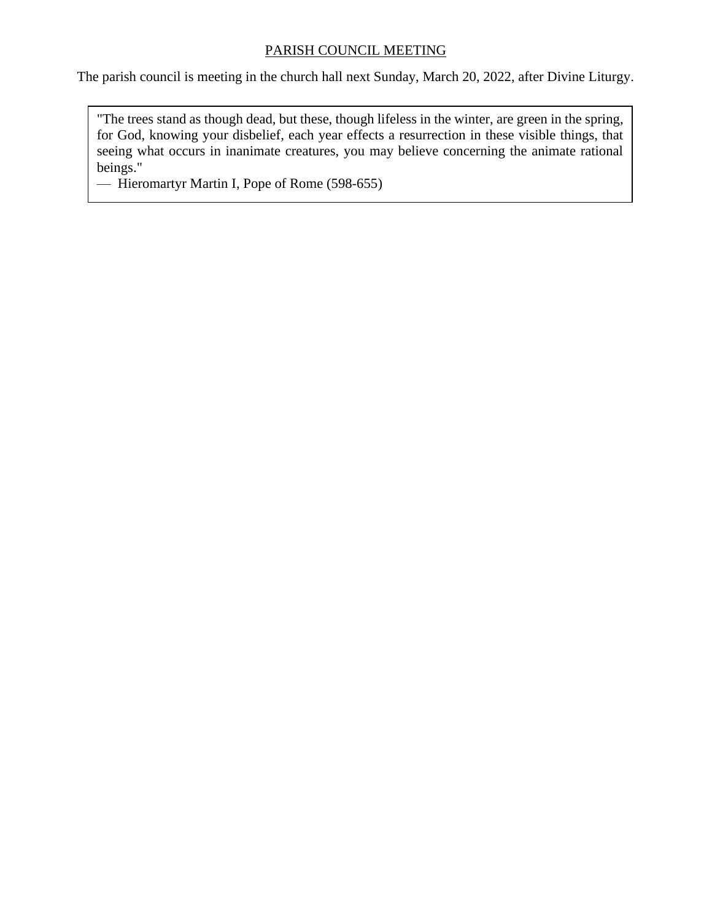## PARISH COUNCIL MEETING

The parish council is meeting in the church hall next Sunday, March 20, 2022, after Divine Liturgy.

> "The trees stand as though dead, but these, though lifeless in the winter, are green in the spring, for God, knowing your disbelief, each year effects a resurrection in these visible things, that seeing what occurs in inanimate creatures, you may believe concerning the animate rational beings."
> — Hieromartyr Martin I, Pope of Rome (598-655)